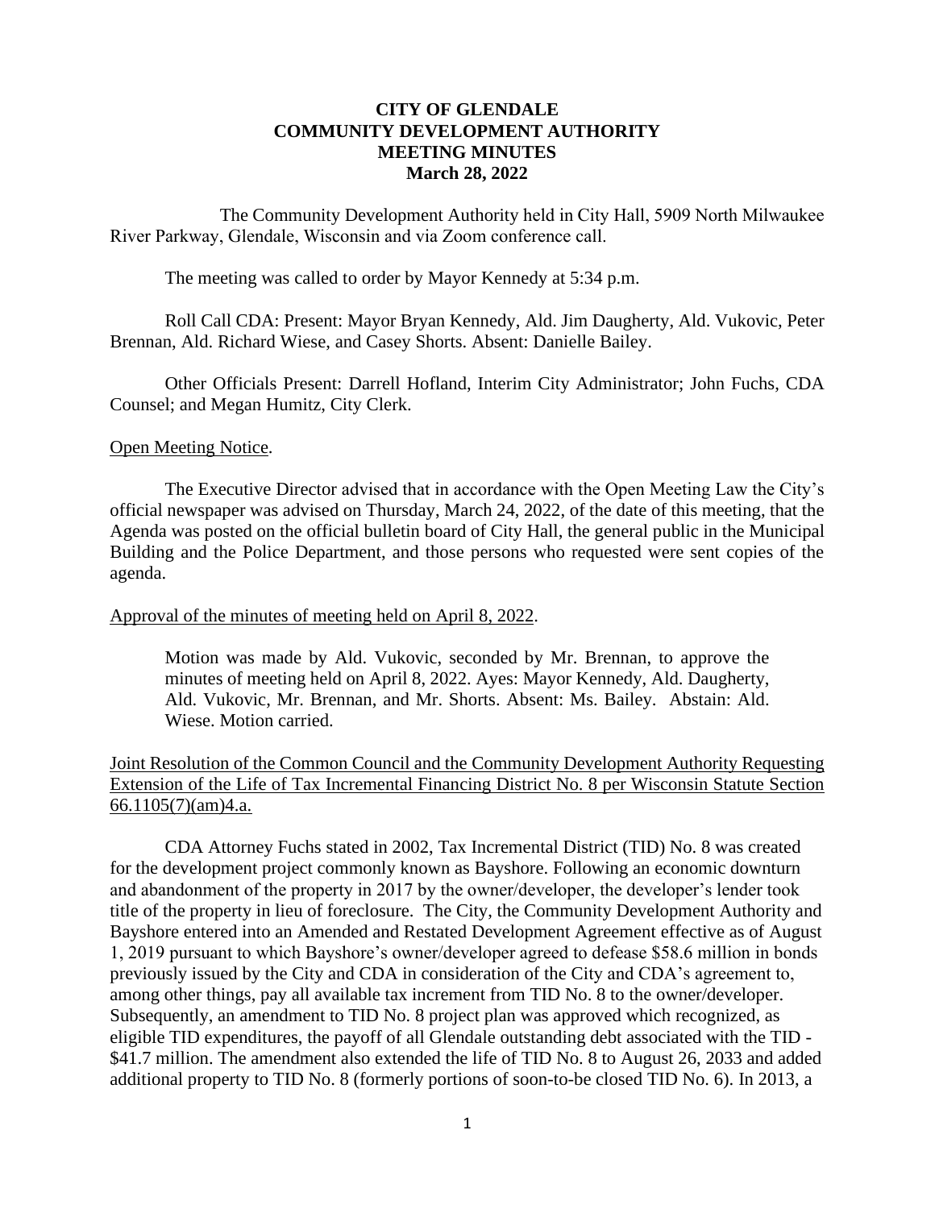**CITY OF GLENDALE**
**COMMUNITY DEVELOPMENT AUTHORITY**
**MEETING MINUTES**
**March 28, 2022**

The Community Development Authority held in City Hall, 5909 North Milwaukee River Parkway, Glendale, Wisconsin and via Zoom conference call.

The meeting was called to order by Mayor Kennedy at 5:34 p.m.

Roll Call CDA: Present: Mayor Bryan Kennedy, Ald. Jim Daugherty, Ald. Vukovic, Peter Brennan, Ald. Richard Wiese, and Casey Shorts. Absent: Danielle Bailey.

Other Officials Present: Darrell Hofland, Interim City Administrator; John Fuchs, CDA Counsel; and Megan Humitz, City Clerk.

<u>Open Meeting Notice</u>.

The Executive Director advised that in accordance with the Open Meeting Law the City's official newspaper was advised on Thursday, March 24, 2022, of the date of this meeting, that the Agenda was posted on the official bulletin board of City Hall, the general public in the Municipal Building and the Police Department, and those persons who requested were sent copies of the agenda.

<u>Approval of the minutes of meeting held on April 8, 2022</u>.

> Motion was made by Ald. Vukovic, seconded by Mr. Brennan, to approve the minutes of meeting held on April 8, 2022. Ayes: Mayor Kennedy, Ald. Daugherty, Ald. Vukovic, Mr. Brennan, and Mr. Shorts. Absent: Ms. Bailey. Abstain: Ald. Wiese. Motion carried.

<u>Joint Resolution of the Common Council and the Community Development Authority Requesting Extension of the Life of Tax Incremental Financing District No. 8 per Wisconsin Statute Section 66.1105(7)(am)4.a.</u>

CDA Attorney Fuchs stated in 2002, Tax Incremental District (TID) No. 8 was created for the development project commonly known as Bayshore. Following an economic downturn and abandonment of the property in 2017 by the owner/developer, the developer's lender took title of the property in lieu of foreclosure. The City, the Community Development Authority and Bayshore entered into an Amended and Restated Development Agreement effective as of August 1, 2019 pursuant to which Bayshore's owner/developer agreed to defease \$58.6 million in bonds previously issued by the City and CDA in consideration of the City and CDA's agreement to, among other things, pay all available tax increment from TID No. 8 to the owner/developer. Subsequently, an amendment to TID No. 8 project plan was approved which recognized, as eligible TID expenditures, the payoff of all Glendale outstanding debt associated with the TID - \$41.7 million. The amendment also extended the life of TID No. 8 to August 26, 2033 and added additional property to TID No. 8 (formerly portions of soon-to-be closed TID No. 6). In 2013, a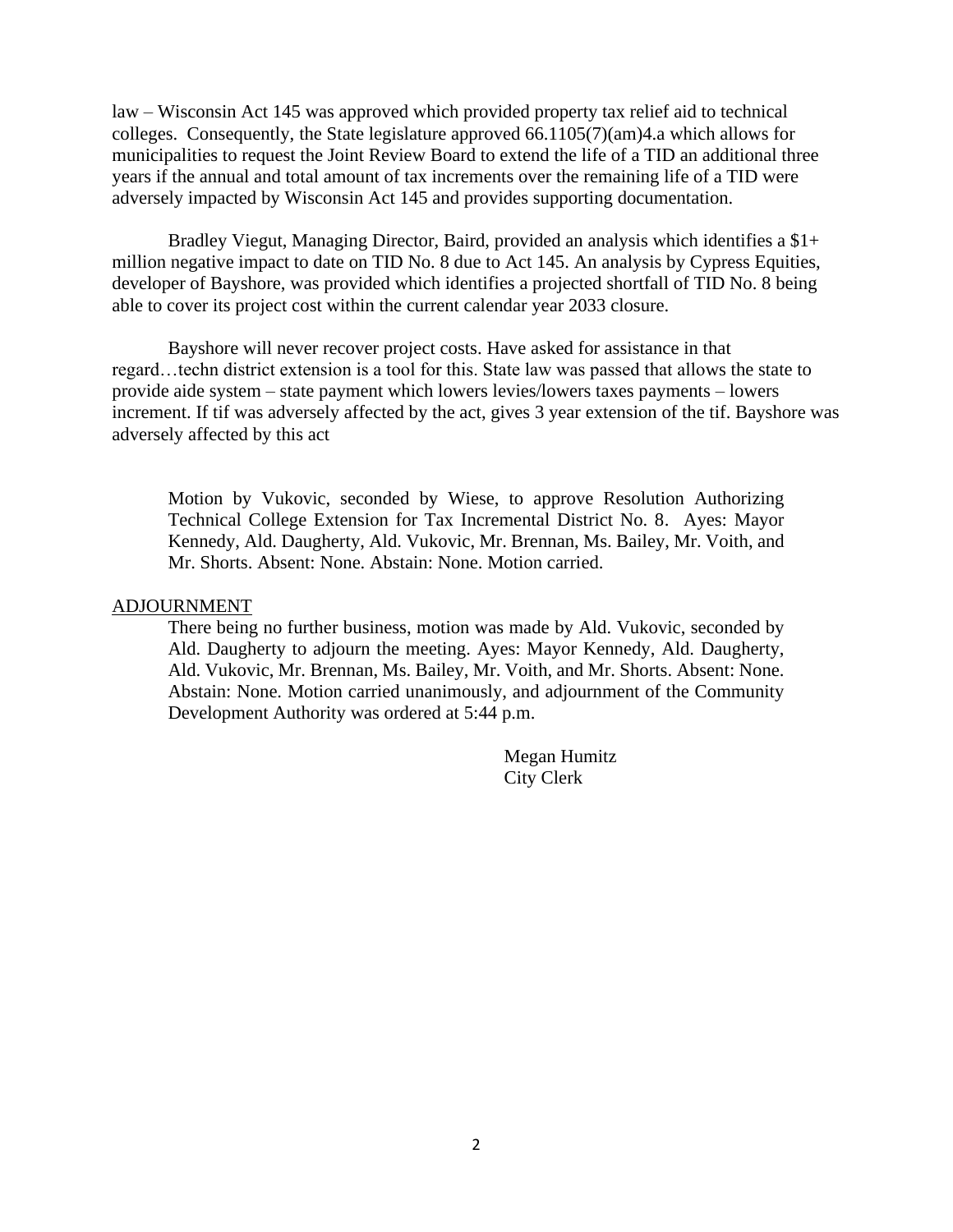law – Wisconsin Act 145 was approved which provided property tax relief aid to technical colleges. Consequently, the State legislature approved 66.1105(7)(am)4.a which allows for municipalities to request the Joint Review Board to extend the life of a TID an additional three years if the annual and total amount of tax increments over the remaining life of a TID were adversely impacted by Wisconsin Act 145 and provides supporting documentation.

Bradley Viegut, Managing Director, Baird, provided an analysis which identifies a $1+ million negative impact to date on TID No. 8 due to Act 145. An analysis by Cypress Equities, developer of Bayshore, was provided which identifies a projected shortfall of TID No. 8 being able to cover its project cost within the current calendar year 2033 closure.

Bayshore will never recover project costs. Have asked for assistance in that regard…techn district extension is a tool for this. State law was passed that allows the state to provide aide system – state payment which lowers levies/lowers taxes payments – lowers increment. If tif was adversely affected by the act, gives 3 year extension of the tif. Bayshore was adversely affected by this act

> Motion by Vukovic, seconded by Wiese, to approve Resolution Authorizing Technical College Extension for Tax Incremental District No. 8. Ayes: Mayor Kennedy, Ald. Daugherty, Ald. Vukovic, Mr. Brennan, Ms. Bailey, Mr. Voith, and Mr. Shorts. Absent: None. Abstain: None. Motion carried.

ADJOURNMENT

There being no further business, motion was made by Ald. Vukovic, seconded by Ald. Daugherty to adjourn the meeting. Ayes: Mayor Kennedy, Ald. Daugherty, Ald. Vukovic, Mr. Brennan, Ms. Bailey, Mr. Voith, and Mr. Shorts. Absent: None. Abstain: None. Motion carried unanimously, and adjournment of the Community Development Authority was ordered at 5:44 p.m.

Megan Humitz
City Clerk